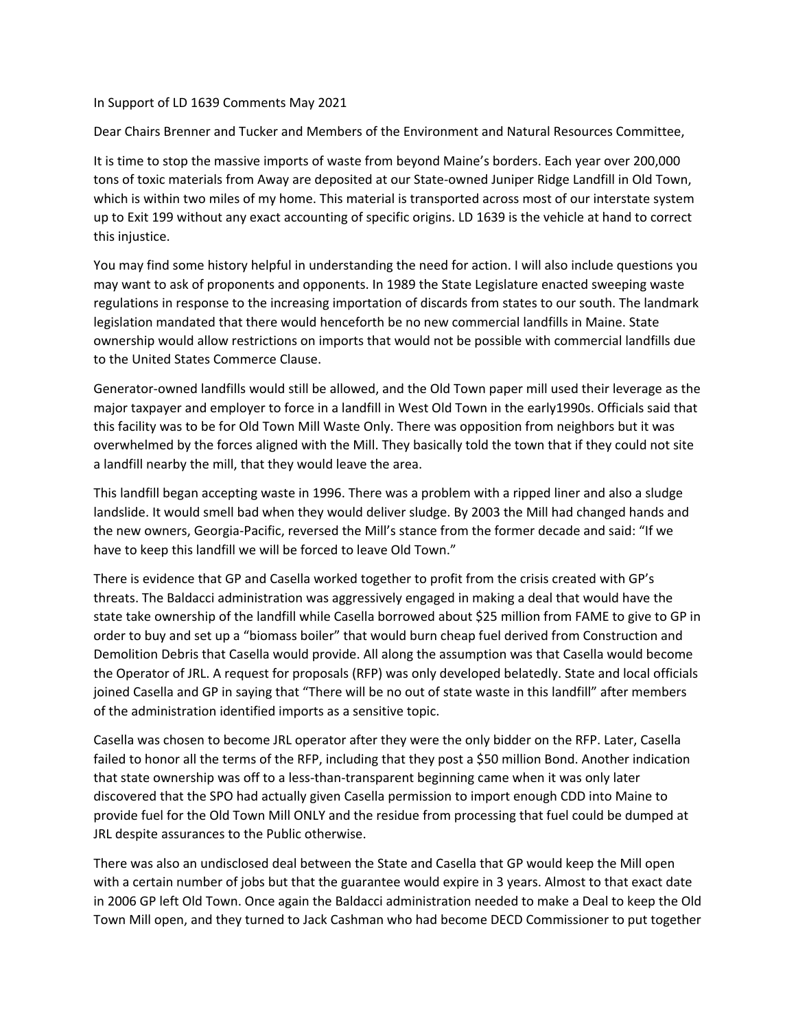In Support of LD 1639 Comments May 2021

Dear Chairs Brenner and Tucker and Members of the Environment and Natural Resources Committee,

It is time to stop the massive imports of waste from beyond Maine's borders. Each year over 200,000 tons of toxic materials from Away are deposited at our State-owned Juniper Ridge Landfill in Old Town, which is within two miles of my home. This material is transported across most of our interstate system up to Exit 199 without any exact accounting of specific origins. LD 1639 is the vehicle at hand to correct this injustice.

You may find some history helpful in understanding the need for action. I will also include questions you may want to ask of proponents and opponents. In 1989 the State Legislature enacted sweeping waste regulations in response to the increasing importation of discards from states to our south. The landmark legislation mandated that there would henceforth be no new commercial landfills in Maine. State ownership would allow restrictions on imports that would not be possible with commercial landfills due to the United States Commerce Clause.

Generator-owned landfills would still be allowed, and the Old Town paper mill used their leverage as the major taxpayer and employer to force in a landfill in West Old Town in the early1990s. Officials said that this facility was to be for Old Town Mill Waste Only. There was opposition from neighbors but it was overwhelmed by the forces aligned with the Mill. They basically told the town that if they could not site a landfill nearby the mill, that they would leave the area.

This landfill began accepting waste in 1996. There was a problem with a ripped liner and also a sludge landslide. It would smell bad when they would deliver sludge. By 2003 the Mill had changed hands and the new owners, Georgia-Pacific, reversed the Mill's stance from the former decade and said: "If we have to keep this landfill we will be forced to leave Old Town."

There is evidence that GP and Casella worked together to profit from the crisis created with GP's threats. The Baldacci administration was aggressively engaged in making a deal that would have the state take ownership of the landfill while Casella borrowed about $25 million from FAME to give to GP in order to buy and set up a "biomass boiler" that would burn cheap fuel derived from Construction and Demolition Debris that Casella would provide. All along the assumption was that Casella would become the Operator of JRL. A request for proposals (RFP) was only developed belatedly. State and local officials joined Casella and GP in saying that "There will be no out of state waste in this landfill" after members of the administration identified imports as a sensitive topic.

Casella was chosen to become JRL operator after they were the only bidder on the RFP. Later, Casella failed to honor all the terms of the RFP, including that they post a $50 million Bond. Another indication that state ownership was off to a less-than-transparent beginning came when it was only later discovered that the SPO had actually given Casella permission to import enough CDD into Maine to provide fuel for the Old Town Mill ONLY and the residue from processing that fuel could be dumped at JRL despite assurances to the Public otherwise.

There was also an undisclosed deal between the State and Casella that GP would keep the Mill open with a certain number of jobs but that the guarantee would expire in 3 years. Almost to that exact date in 2006 GP left Old Town. Once again the Baldacci administration needed to make a Deal to keep the Old Town Mill open, and they turned to Jack Cashman who had become DECD Commissioner to put together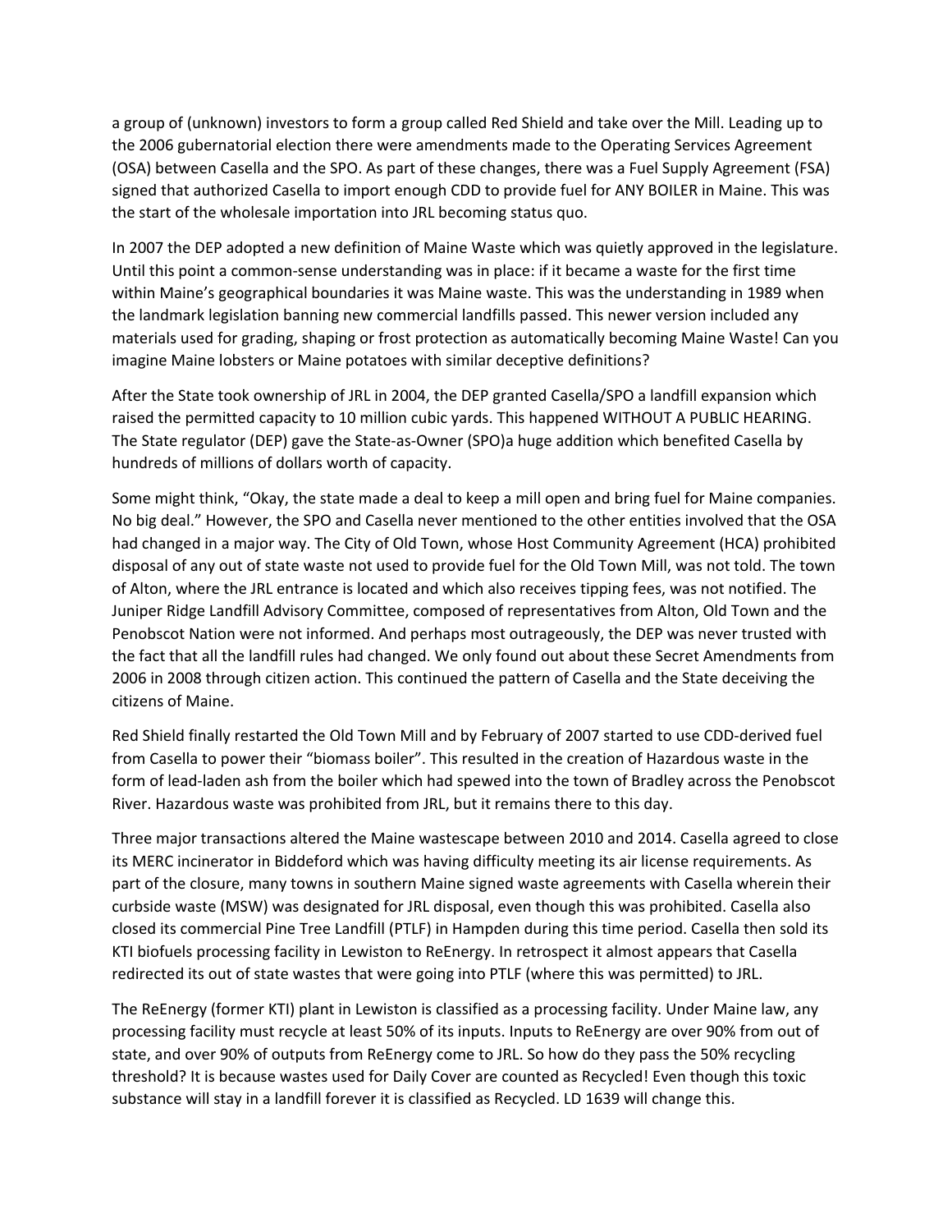a group of (unknown) investors to form a group called Red Shield and take over the Mill. Leading up to the 2006 gubernatorial election there were amendments made to the Operating Services Agreement (OSA) between Casella and the SPO. As part of these changes, there was a Fuel Supply Agreement (FSA) signed that authorized Casella to import enough CDD to provide fuel for ANY BOILER in Maine. This was the start of the wholesale importation into JRL becoming status quo.

In 2007 the DEP adopted a new definition of Maine Waste which was quietly approved in the legislature. Until this point a common-sense understanding was in place: if it became a waste for the first time within Maine's geographical boundaries it was Maine waste. This was the understanding in 1989 when the landmark legislation banning new commercial landfills passed. This newer version included any materials used for grading, shaping or frost protection as automatically becoming Maine Waste! Can you imagine Maine lobsters or Maine potatoes with similar deceptive definitions?

After the State took ownership of JRL in 2004, the DEP granted Casella/SPO a landfill expansion which raised the permitted capacity to 10 million cubic yards. This happened WITHOUT A PUBLIC HEARING. The State regulator (DEP) gave the State-as-Owner (SPO)a huge addition which benefited Casella by hundreds of millions of dollars worth of capacity.

Some might think, "Okay, the state made a deal to keep a mill open and bring fuel for Maine companies. No big deal." However, the SPO and Casella never mentioned to the other entities involved that the OSA had changed in a major way. The City of Old Town, whose Host Community Agreement (HCA) prohibited disposal of any out of state waste not used to provide fuel for the Old Town Mill, was not told. The town of Alton, where the JRL entrance is located and which also receives tipping fees, was not notified. The Juniper Ridge Landfill Advisory Committee, composed of representatives from Alton, Old Town and the Penobscot Nation were not informed. And perhaps most outrageously, the DEP was never trusted with the fact that all the landfill rules had changed. We only found out about these Secret Amendments from 2006 in 2008 through citizen action. This continued the pattern of Casella and the State deceiving the citizens of Maine.

Red Shield finally restarted the Old Town Mill and by February of 2007 started to use CDD-derived fuel from Casella to power their "biomass boiler". This resulted in the creation of Hazardous waste in the form of lead-laden ash from the boiler which had spewed into the town of Bradley across the Penobscot River. Hazardous waste was prohibited from JRL, but it remains there to this day.

Three major transactions altered the Maine wastescape between 2010 and 2014. Casella agreed to close its MERC incinerator in Biddeford which was having difficulty meeting its air license requirements. As part of the closure, many towns in southern Maine signed waste agreements with Casella wherein their curbside waste (MSW) was designated for JRL disposal, even though this was prohibited. Casella also closed its commercial Pine Tree Landfill (PTLF) in Hampden during this time period. Casella then sold its KTI biofuels processing facility in Lewiston to ReEnergy. In retrospect it almost appears that Casella redirected its out of state wastes that were going into PTLF (where this was permitted) to JRL.

The ReEnergy (former KTI) plant in Lewiston is classified as a processing facility. Under Maine law, any processing facility must recycle at least 50% of its inputs. Inputs to ReEnergy are over 90% from out of state, and over 90% of outputs from ReEnergy come to JRL. So how do they pass the 50% recycling threshold? It is because wastes used for Daily Cover are counted as Recycled! Even though this toxic substance will stay in a landfill forever it is classified as Recycled. LD 1639 will change this.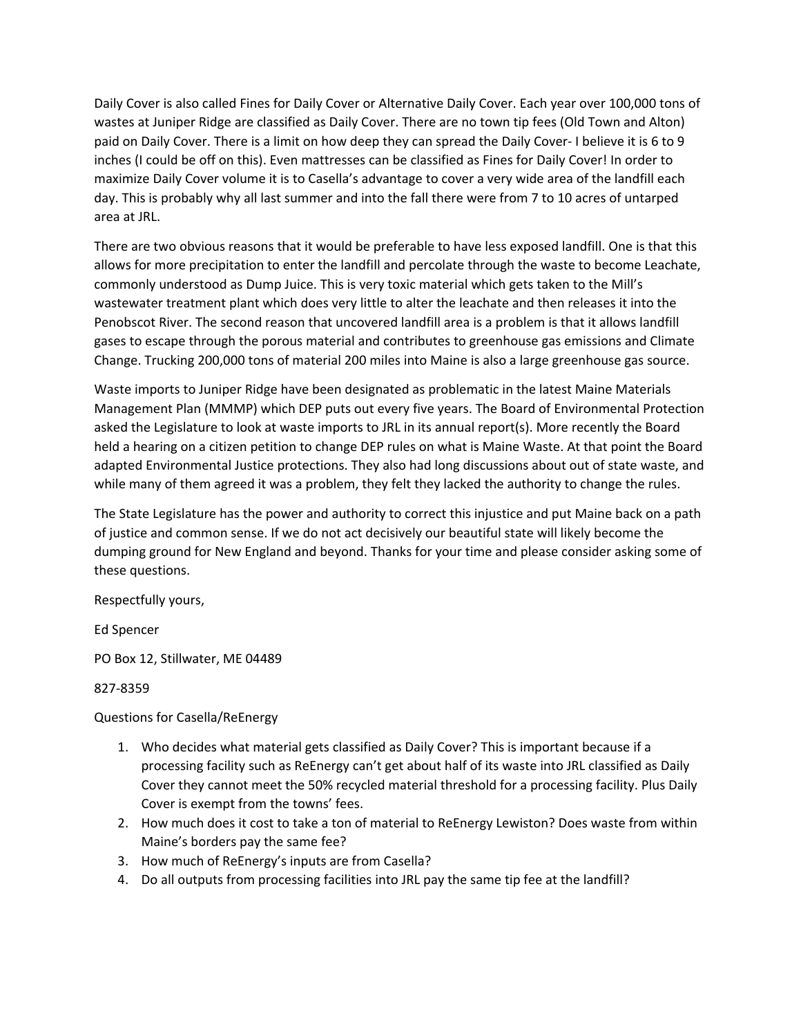Daily Cover is also called Fines for Daily Cover or Alternative Daily Cover. Each year over 100,000 tons of wastes at Juniper Ridge are classified as Daily Cover. There are no town tip fees (Old Town and Alton) paid on Daily Cover. There is a limit on how deep they can spread the Daily Cover- I believe it is 6 to 9 inches (I could be off on this). Even mattresses can be classified as Fines for Daily Cover! In order to maximize Daily Cover volume it is to Casella's advantage to cover a very wide area of the landfill each day. This is probably why all last summer and into the fall there were from 7 to 10 acres of untarped area at JRL.

There are two obvious reasons that it would be preferable to have less exposed landfill. One is that this allows for more precipitation to enter the landfill and percolate through the waste to become Leachate, commonly understood as Dump Juice. This is very toxic material which gets taken to the Mill's wastewater treatment plant which does very little to alter the leachate and then releases it into the Penobscot River. The second reason that uncovered landfill area is a problem is that it allows landfill gases to escape through the porous material and contributes to greenhouse gas emissions and Climate Change. Trucking 200,000 tons of material 200 miles into Maine is also a large greenhouse gas source.

Waste imports to Juniper Ridge have been designated as problematic in the latest Maine Materials Management Plan (MMMP) which DEP puts out every five years. The Board of Environmental Protection asked the Legislature to look at waste imports to JRL in its annual report(s). More recently the Board held a hearing on a citizen petition to change DEP rules on what is Maine Waste. At that point the Board adapted Environmental Justice protections. They also had long discussions about out of state waste, and while many of them agreed it was a problem, they felt they lacked the authority to change the rules.

The State Legislature has the power and authority to correct this injustice and put Maine back on a path of justice and common sense. If we do not act decisively our beautiful state will likely become the dumping ground for New England and beyond. Thanks for your time and please consider asking some of these questions.

Respectfully yours,

Ed Spencer

PO Box 12, Stillwater, ME 04489

827-8359

Questions for Casella/ReEnergy

1. Who decides what material gets classified as Daily Cover? This is important because if a processing facility such as ReEnergy can't get about half of its waste into JRL classified as Daily Cover they cannot meet the 50% recycled material threshold for a processing facility. Plus Daily Cover is exempt from the towns' fees.
2. How much does it cost to take a ton of material to ReEnergy Lewiston? Does waste from within Maine's borders pay the same fee?
3. How much of ReEnergy's inputs are from Casella?
4. Do all outputs from processing facilities into JRL pay the same tip fee at the landfill?